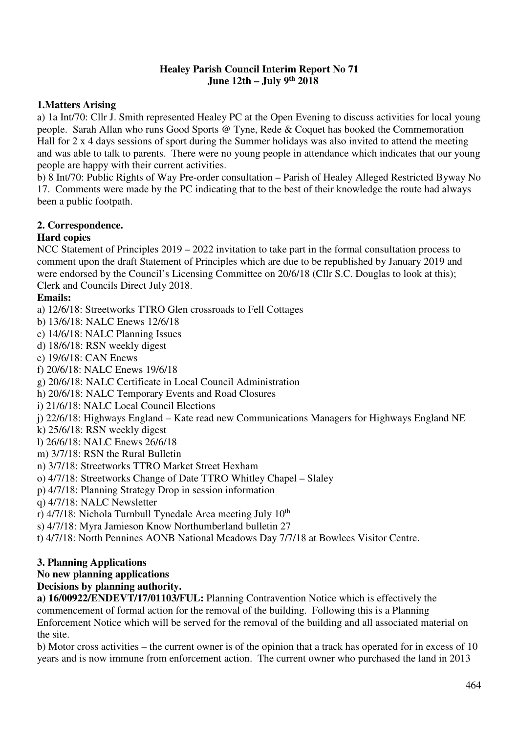**Healey Parish Council Interim Report No 71**
**June 12th – July 9th 2018**

**1.Matters Arising**

a) 1a Int/70: Cllr J. Smith represented Healey PC at the Open Evening to discuss activities for local young people. Sarah Allan who runs Good Sports @ Tyne, Rede & Coquet has booked the Commemoration Hall for 2 x 4 days sessions of sport during the Summer holidays was also invited to attend the meeting and was able to talk to parents. There were no young people in attendance which indicates that our young people are happy with their current activities.

b) 8 Int/70: Public Rights of Way Pre-order consultation – Parish of Healey Alleged Restricted Byway No 17. Comments were made by the PC indicating that to the best of their knowledge the route had always been a public footpath.

**2. Correspondence.**

**Hard copies**

NCC Statement of Principles 2019 – 2022 invitation to take part in the formal consultation process to comment upon the draft Statement of Principles which are due to be republished by January 2019 and were endorsed by the Council's Licensing Committee on 20/6/18 (Cllr S.C. Douglas to look at this); Clerk and Councils Direct July 2018.

**Emails:**

a) 12/6/18: Streetworks TTRO Glen crossroads to Fell Cottages
b) 13/6/18: NALC Enews 12/6/18
c) 14/6/18: NALC Planning Issues
d) 18/6/18: RSN weekly digest
e) 19/6/18: CAN Enews
f) 20/6/18: NALC Enews 19/6/18
g) 20/6/18: NALC Certificate in Local Council Administration
h) 20/6/18: NALC Temporary Events and Road Closures
i) 21/6/18: NALC Local Council Elections
j) 22/6/18: Highways England – Kate read new Communications Managers for Highways England NE
k) 25/6/18: RSN weekly digest
l) 26/6/18: NALC Enews 26/6/18
m) 3/7/18: RSN the Rural Bulletin
n) 3/7/18: Streetworks TTRO Market Street Hexham
o) 4/7/18: Streetworks Change of Date TTRO Whitley Chapel – Slaley
p) 4/7/18: Planning Strategy Drop in session information
q) 4/7/18: NALC Newsletter
r) 4/7/18: Nichola Turnbull Tynedale Area meeting July 10th
s) 4/7/18: Myra Jamieson Know Northumberland bulletin 27
t) 4/7/18: North Pennines AONB National Meadows Day 7/7/18 at Bowlees Visitor Centre.

**3. Planning Applications**

**No new planning applications**

**Decisions by planning authority.**

**a) 16/00922/ENDEVT/17/01103/FUL:** Planning Contravention Notice which is effectively the commencement of formal action for the removal of the building. Following this is a Planning Enforcement Notice which will be served for the removal of the building and all associated material on the site.

b) Motor cross activities – the current owner is of the opinion that a track has operated for in excess of 10 years and is now immune from enforcement action. The current owner who purchased the land in 2013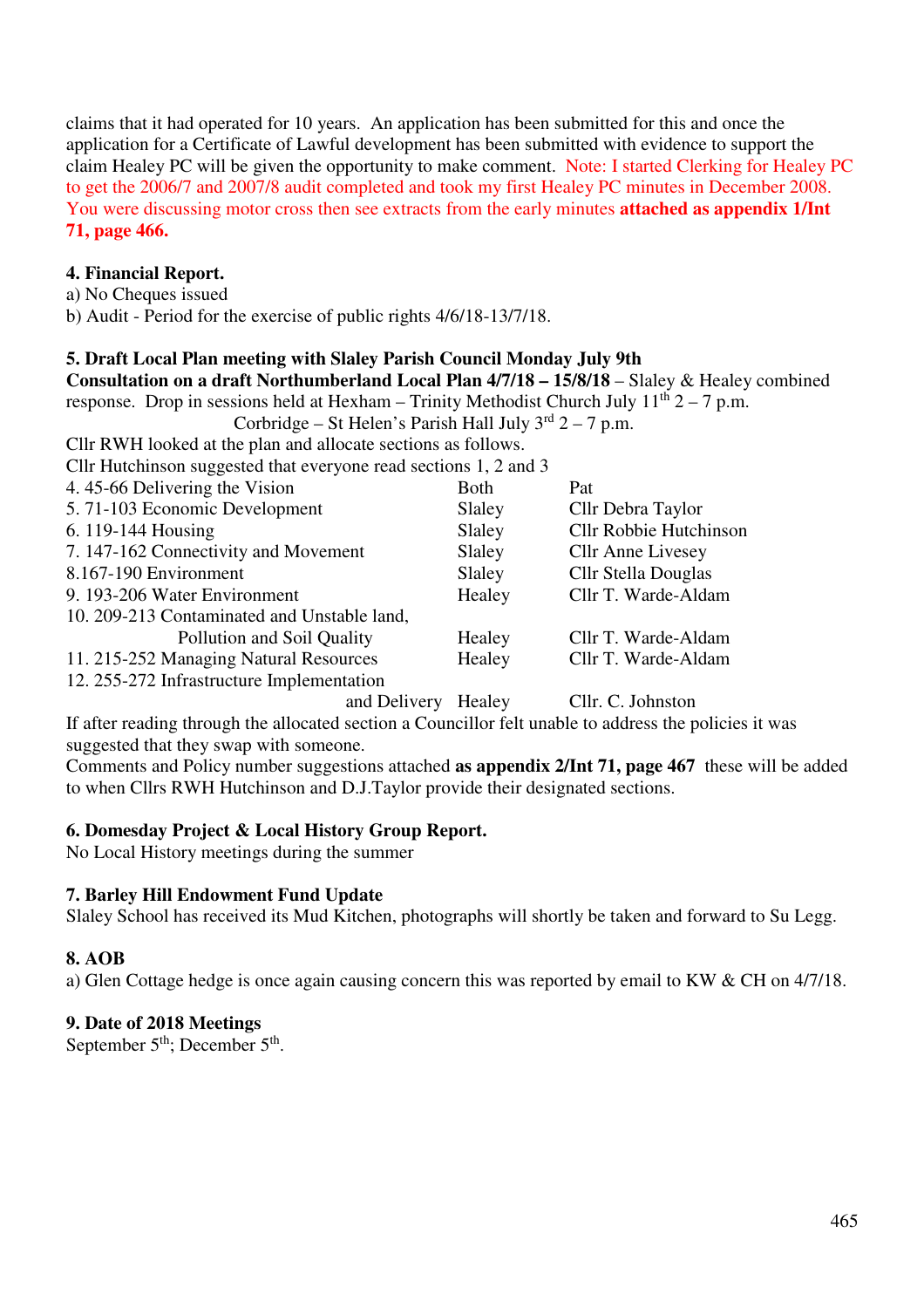claims that it had operated for 10 years. An application has been submitted for this and once the application for a Certificate of Lawful development has been submitted with evidence to support the claim Healey PC will be given the opportunity to make comment. Note: I started Clerking for Healey PC to get the 2006/7 and 2007/8 audit completed and took my first Healey PC minutes in December 2008. You were discussing motor cross then see extracts from the early minutes **attached as appendix 1/Int 71, page 466.**

**4. Financial Report.**

a) No Cheques issued

b) Audit - Period for the exercise of public rights 4/6/18-13/7/18.

**5. Draft Local Plan meeting with Slaley Parish Council Monday July 9th**

**Consultation on a draft Northumberland Local Plan 4/7/18 – 15/8/18** – Slaley & Healey combined response. Drop in sessions held at Hexham – Trinity Methodist Church July 11th 2 – 7 p.m.

Corbridge – St Helen's Parish Hall July 3rd 2 – 7 p.m.

Cllr RWH looked at the plan and allocate sections as follows.

Cllr Hutchinson suggested that everyone read sections 1, 2 and 3

| | | |
|---|---|---|
| 4. 45-66 Delivering the Vision | Both | Pat |
| 5. 71-103 Economic Development | Slaley | Cllr Debra Taylor |
| 6. 119-144 Housing | Slaley | Cllr Robbie Hutchinson |
| 7. 147-162 Connectivity and Movement | Slaley | Cllr Anne Livesey |
| 8.167-190 Environment | Slaley | Cllr Stella Douglas |
| 9. 193-206 Water Environment | Healey | Cllr T. Warde-Aldam |
| 10. 209-213 Contaminated and Unstable land, Pollution and Soil Quality | Healey | Cllr T. Warde-Aldam |
| 11. 215-252 Managing Natural Resources | Healey | Cllr T. Warde-Aldam |
| 12. 255-272 Infrastructure Implementation and Delivery | Healey | Cllr. C. Johnston |

If after reading through the allocated section a Councillor felt unable to address the policies it was suggested that they swap with someone.

Comments and Policy number suggestions attached **as appendix 2/Int 71, page 467** these will be added to when Cllrs RWH Hutchinson and D.J.Taylor provide their designated sections.

**6. Domesday Project & Local History Group Report.**

No Local History meetings during the summer

**7. Barley Hill Endowment Fund Update**

Slaley School has received its Mud Kitchen, photographs will shortly be taken and forward to Su Legg.

**8. AOB**

a) Glen Cottage hedge is once again causing concern this was reported by email to KW & CH on 4/7/18.

**9. Date of 2018 Meetings**

September 5th; December 5th.